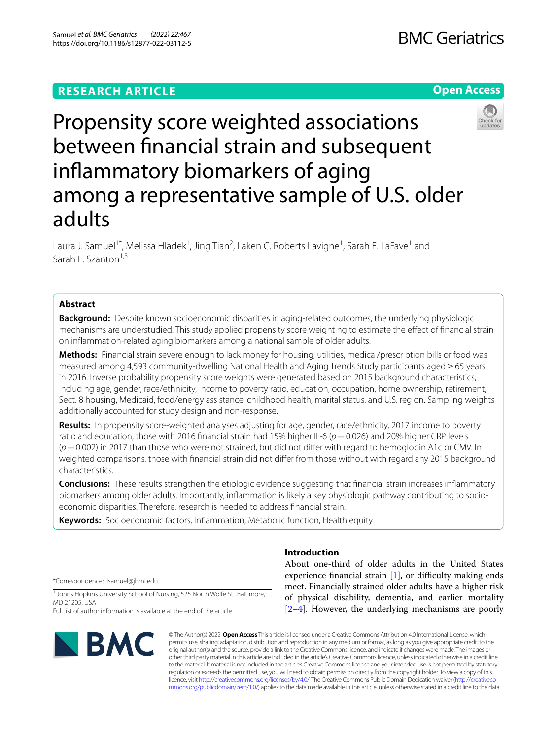RESEARCH ARTICLE

Open Access

# Propensity score weighted associations between financial strain and subsequent inflammatory biomarkers of aging among a representative sample of U.S. older adults

Laura J. Samuel[1*], Melissa Hladek[1], Jing Tian[2], Laken C. Roberts Lavigne[1], Sarah E. LaFave[1] and Sarah L. Szanton[1,3]

## Abstract

**Background:** Despite known socioeconomic disparities in aging-related outcomes, the underlying physiologic mechanisms are understudied. This study applied propensity score weighting to estimate the effect of financial strain on inflammation-related aging biomarkers among a national sample of older adults.

**Methods:** Financial strain severe enough to lack money for housing, utilities, medical/prescription bills or food was measured among 4,593 community-dwelling National Health and Aging Trends Study participants aged ≥ 65 years in 2016. Inverse probability propensity score weights were generated based on 2015 background characteristics, including age, gender, race/ethnicity, income to poverty ratio, education, occupation, home ownership, retirement, Sect. 8 housing, Medicaid, food/energy assistance, childhood health, marital status, and U.S. region. Sampling weights additionally accounted for study design and non-response.

**Results:** In propensity score-weighted analyses adjusting for age, gender, race/ethnicity, 2017 income to poverty ratio and education, those with 2016 financial strain had 15% higher IL-6 ($p = 0.026$) and 20% higher CRP levels ($p = 0.002$) in 2017 than those who were not strained, but did not differ with regard to hemoglobin A1c or CMV. In weighted comparisons, those with financial strain did not differ from those without with regard any 2015 background characteristics.

**Conclusions:** These results strengthen the etiologic evidence suggesting that financial strain increases inflammatory biomarkers among older adults. Importantly, inflammation is likely a key physiologic pathway contributing to socioeconomic disparities. Therefore, research is needed to address financial strain.

**Keywords:** Socioeconomic factors, Inflammation, Metabolic function, Health equity

## Introduction

About one-third of older adults in the United States experience financial strain [1], or difficulty making ends meet. Financially strained older adults have a higher risk of physical disability, dementia, and earlier mortality [2–4]. However, the underlying mechanisms are poorly

*Correspondence: lsamuel@jhmi.edu

[1] Johns Hopkins University School of Nursing, 525 North Wolfe St., Baltimore, MD 21205, USA

Full list of author information is available at the end of the article

© The Author(s) 2022. **Open Access** This article is licensed under a Creative Commons Attribution 4.0 International License, which permits use, sharing, adaptation, distribution and reproduction in any medium or format, as long as you give appropriate credit to the original author(s) and the source, provide a link to the Creative Commons licence, and indicate if changes were made. The images or other third party material in this article are included in the article's Creative Commons licence, unless indicated otherwise in a credit line to the material. If material is not included in the article's Creative Commons licence and your intended use is not permitted by statutory regulation or exceeds the permitted use, you will need to obtain permission directly from the copyright holder. To view a copy of this licence, visit http://creativecommons.org/licenses/by/4.0/. The Creative Commons Public Domain Dedication waiver (http://creativecommons.org/publicdomain/zero/1.0/) applies to the data made available in this article, unless otherwise stated in a credit line to the data.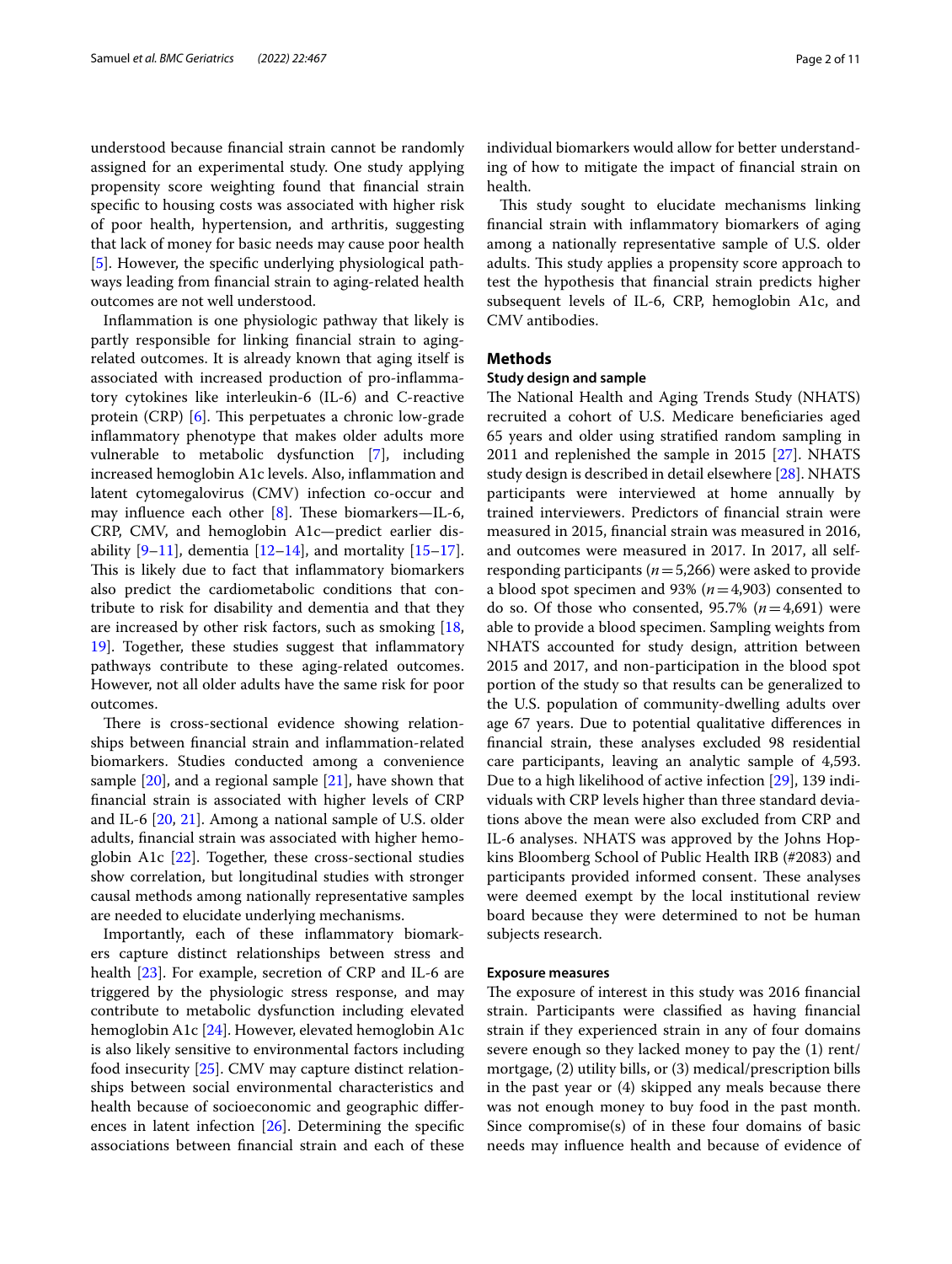understood because financial strain cannot be randomly assigned for an experimental study. One study applying propensity score weighting found that financial strain specific to housing costs was associated with higher risk of poor health, hypertension, and arthritis, suggesting that lack of money for basic needs may cause poor health [5]. However, the specific underlying physiological pathways leading from financial strain to aging-related health outcomes are not well understood.

Inflammation is one physiologic pathway that likely is partly responsible for linking financial strain to aging-related outcomes. It is already known that aging itself is associated with increased production of pro-inflammatory cytokines like interleukin-6 (IL-6) and C-reactive protein (CRP) [6]. This perpetuates a chronic low-grade inflammatory phenotype that makes older adults more vulnerable to metabolic dysfunction [7], including increased hemoglobin A1c levels. Also, inflammation and latent cytomegalovirus (CMV) infection co-occur and may influence each other [8]. These biomarkers—IL-6, CRP, CMV, and hemoglobin A1c—predict earlier disability [9–11], dementia [12–14], and mortality [15–17]. This is likely due to fact that inflammatory biomarkers also predict the cardiometabolic conditions that contribute to risk for disability and dementia and that they are increased by other risk factors, such as smoking [18, 19]. Together, these studies suggest that inflammatory pathways contribute to these aging-related outcomes. However, not all older adults have the same risk for poor outcomes.

There is cross-sectional evidence showing relationships between financial strain and inflammation-related biomarkers. Studies conducted among a convenience sample [20], and a regional sample [21], have shown that financial strain is associated with higher levels of CRP and IL-6 [20, 21]. Among a national sample of U.S. older adults, financial strain was associated with higher hemoglobin A1c [22]. Together, these cross-sectional studies show correlation, but longitudinal studies with stronger causal methods among nationally representative samples are needed to elucidate underlying mechanisms.

Importantly, each of these inflammatory biomarkers capture distinct relationships between stress and health [23]. For example, secretion of CRP and IL-6 are triggered by the physiologic stress response, and may contribute to metabolic dysfunction including elevated hemoglobin A1c [24]. However, elevated hemoglobin A1c is also likely sensitive to environmental factors including food insecurity [25]. CMV may capture distinct relationships between social environmental characteristics and health because of socioeconomic and geographic differences in latent infection [26]. Determining the specific associations between financial strain and each of these individual biomarkers would allow for better understanding of how to mitigate the impact of financial strain on health.

This study sought to elucidate mechanisms linking financial strain with inflammatory biomarkers of aging among a nationally representative sample of U.S. older adults. This study applies a propensity score approach to test the hypothesis that financial strain predicts higher subsequent levels of IL-6, CRP, hemoglobin A1c, and CMV antibodies.

## Methods

### Study design and sample

The National Health and Aging Trends Study (NHATS) recruited a cohort of U.S. Medicare beneficiaries aged 65 years and older using stratified random sampling in 2011 and replenished the sample in 2015 [27]. NHATS study design is described in detail elsewhere [28]. NHATS participants were interviewed at home annually by trained interviewers. Predictors of financial strain were measured in 2015, financial strain was measured in 2016, and outcomes were measured in 2017. In 2017, all self-responding participants ($n = 5{,}266$) were asked to provide a blood spot specimen and 93% ($n = 4{,}903$) consented to do so. Of those who consented, 95.7% ($n = 4{,}691$) were able to provide a blood specimen. Sampling weights from NHATS accounted for study design, attrition between 2015 and 2017, and non-participation in the blood spot portion of the study so that results can be generalized to the U.S. population of community-dwelling adults over age 67 years. Due to potential qualitative differences in financial strain, these analyses excluded 98 residential care participants, leaving an analytic sample of 4,593. Due to a high likelihood of active infection [29], 139 individuals with CRP levels higher than three standard deviations above the mean were also excluded from CRP and IL-6 analyses. NHATS was approved by the Johns Hopkins Bloomberg School of Public Health IRB (#2083) and participants provided informed consent. These analyses were deemed exempt by the local institutional review board because they were determined to not be human subjects research.

### Exposure measures

The exposure of interest in this study was 2016 financial strain. Participants were classified as having financial strain if they experienced strain in any of four domains severe enough so they lacked money to pay the (1) rent/mortgage, (2) utility bills, or (3) medical/prescription bills in the past year or (4) skipped any meals because there was not enough money to buy food in the past month. Since compromise(s) of in these four domains of basic needs may influence health and because of evidence of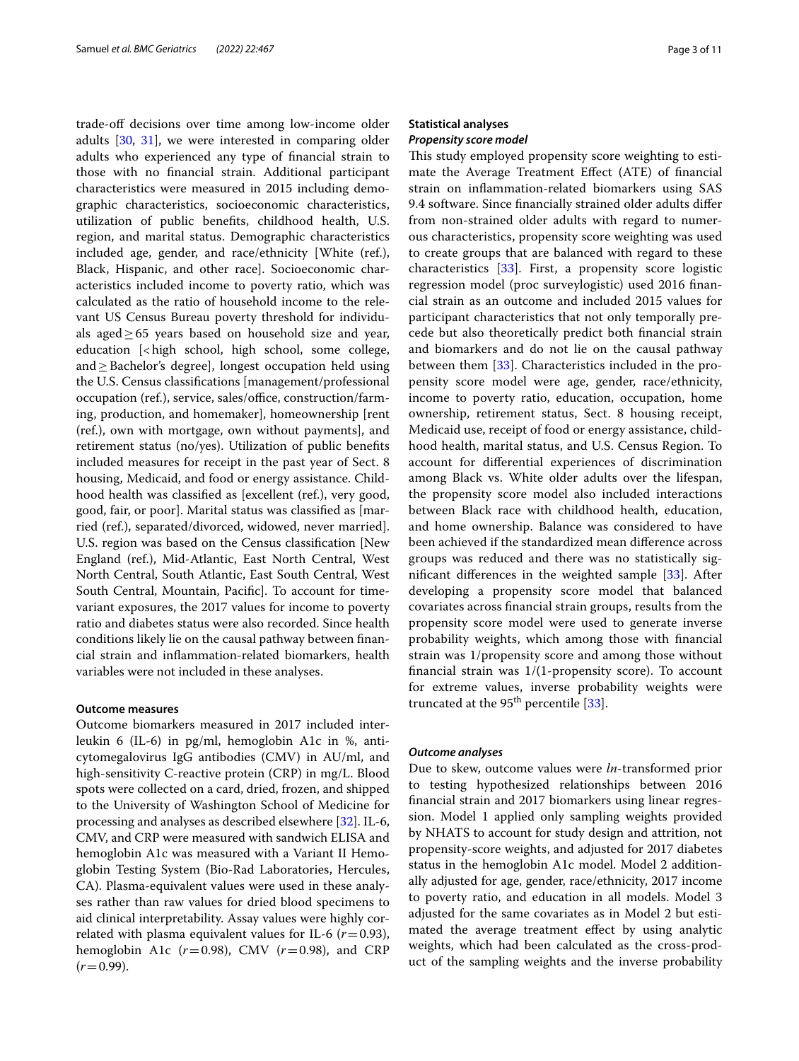trade-off decisions over time among low-income older adults [30, 31], we were interested in comparing older adults who experienced any type of financial strain to those with no financial strain. Additional participant characteristics were measured in 2015 including demographic characteristics, socioeconomic characteristics, utilization of public benefits, childhood health, U.S. region, and marital status. Demographic characteristics included age, gender, and race/ethnicity [White (ref.), Black, Hispanic, and other race]. Socioeconomic characteristics included income to poverty ratio, which was calculated as the ratio of household income to the relevant US Census Bureau poverty threshold for individuals aged $\geq 65$ years based on household size and year, education [< high school, high school, some college, and $\geq$ Bachelor's degree], longest occupation held using the U.S. Census classifications [management/professional occupation (ref.), service, sales/office, construction/farming, production, and homemaker], homeownership [rent (ref.), own with mortgage, own without payments], and retirement status (no/yes). Utilization of public benefits included measures for receipt in the past year of Sect. 8 housing, Medicaid, and food or energy assistance. Childhood health was classified as [excellent (ref.), very good, good, fair, or poor]. Marital status was classified as [married (ref.), separated/divorced, widowed, never married]. U.S. region was based on the Census classification [New England (ref.), Mid-Atlantic, East North Central, West North Central, South Atlantic, East South Central, West South Central, Mountain, Pacific]. To account for time-variant exposures, the 2017 values for income to poverty ratio and diabetes status were also recorded. Since health conditions likely lie on the causal pathway between financial strain and inflammation-related biomarkers, health variables were not included in these analyses.

### Outcome measures

Outcome biomarkers measured in 2017 included interleukin 6 (IL-6) in pg/ml, hemoglobin A1c in %, anti-cytomegalovirus IgG antibodies (CMV) in AU/ml, and high-sensitivity C-reactive protein (CRP) in mg/L. Blood spots were collected on a card, dried, frozen, and shipped to the University of Washington School of Medicine for processing and analyses as described elsewhere [32]. IL-6, CMV, and CRP were measured with sandwich ELISA and hemoglobin A1c was measured with a Variant II Hemoglobin Testing System (Bio-Rad Laboratories, Hercules, CA). Plasma-equivalent values were used in these analyses rather than raw values for dried blood specimens to aid clinical interpretability. Assay values were highly correlated with plasma equivalent values for IL-6 ($r = 0.93$), hemoglobin A1c ($r = 0.98$), CMV ($r = 0.98$), and CRP ($r = 0.99$).

### Statistical analyses

#### *Propensity score model*

This study employed propensity score weighting to estimate the Average Treatment Effect (ATE) of financial strain on inflammation-related biomarkers using SAS 9.4 software. Since financially strained older adults differ from non-strained older adults with regard to numerous characteristics, propensity score weighting was used to create groups that are balanced with regard to these characteristics [33]. First, a propensity score logistic regression model (proc surveylogistic) used 2016 financial strain as an outcome and included 2015 values for participant characteristics that not only temporally precede but also theoretically predict both financial strain and biomarkers and do not lie on the causal pathway between them [33]. Characteristics included in the propensity score model were age, gender, race/ethnicity, income to poverty ratio, education, occupation, home ownership, retirement status, Sect. 8 housing receipt, Medicaid use, receipt of food or energy assistance, childhood health, marital status, and U.S. Census Region. To account for differential experiences of discrimination among Black vs. White older adults over the lifespan, the propensity score model also included interactions between Black race with childhood health, education, and home ownership. Balance was considered to have been achieved if the standardized mean difference across groups was reduced and there was no statistically significant differences in the weighted sample [33]. After developing a propensity score model that balanced covariates across financial strain groups, results from the propensity score model were used to generate inverse probability weights, which among those with financial strain was 1/propensity score and among those without financial strain was 1/(1-propensity score). To account for extreme values, inverse probability weights were truncated at the 95[th] percentile [33].

#### *Outcome analyses*

Due to skew, outcome values were *ln*-transformed prior to testing hypothesized relationships between 2016 financial strain and 2017 biomarkers using linear regression. Model 1 applied only sampling weights provided by NHATS to account for study design and attrition, not propensity-score weights, and adjusted for 2017 diabetes status in the hemoglobin A1c model. Model 2 additionally adjusted for age, gender, race/ethnicity, 2017 income to poverty ratio, and education in all models. Model 3 adjusted for the same covariates as in Model 2 but estimated the average treatment effect by using analytic weights, which had been calculated as the cross-product of the sampling weights and the inverse probability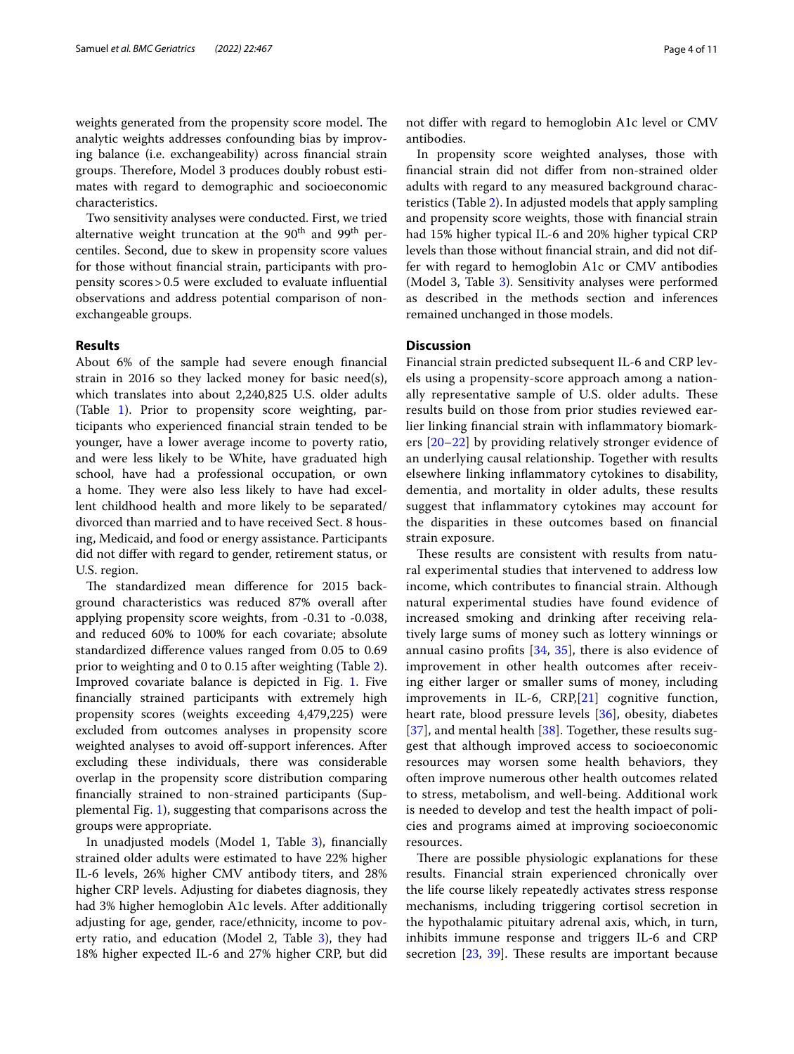weights generated from the propensity score model. The analytic weights addresses confounding bias by improving balance (i.e. exchangeability) across financial strain groups. Therefore, Model 3 produces doubly robust estimates with regard to demographic and socioeconomic characteristics.

Two sensitivity analyses were conducted. First, we tried alternative weight truncation at the 90$^{th}$ and 99$^{th}$ percentiles. Second, due to skew in propensity score values for those without financial strain, participants with propensity scores > 0.5 were excluded to evaluate influential observations and address potential comparison of non-exchangeable groups.

## Results

About 6% of the sample had severe enough financial strain in 2016 so they lacked money for basic need(s), which translates into about 2,240,825 U.S. older adults (Table 1). Prior to propensity score weighting, participants who experienced financial strain tended to be younger, have a lower average income to poverty ratio, and were less likely to be White, have graduated high school, have had a professional occupation, or own a home. They were also less likely to have had excellent childhood health and more likely to be separated/divorced than married and to have received Sect. 8 housing, Medicaid, and food or energy assistance. Participants did not differ with regard to gender, retirement status, or U.S. region.

The standardized mean difference for 2015 background characteristics was reduced 87% overall after applying propensity score weights, from -0.31 to -0.038, and reduced 60% to 100% for each covariate; absolute standardized difference values ranged from 0.05 to 0.69 prior to weighting and 0 to 0.15 after weighting (Table 2). Improved covariate balance is depicted in Fig. 1. Five financially strained participants with extremely high propensity scores (weights exceeding 4,479,225) were excluded from outcomes analyses in propensity score weighted analyses to avoid off-support inferences. After excluding these individuals, there was considerable overlap in the propensity score distribution comparing financially strained to non-strained participants (Supplemental Fig. 1), suggesting that comparisons across the groups were appropriate.

In unadjusted models (Model 1, Table 3), financially strained older adults were estimated to have 22% higher IL-6 levels, 26% higher CMV antibody titers, and 28% higher CRP levels. Adjusting for diabetes diagnosis, they had 3% higher hemoglobin A1c levels. After additionally adjusting for age, gender, race/ethnicity, income to poverty ratio, and education (Model 2, Table 3), they had 18% higher expected IL-6 and 27% higher CRP, but did not differ with regard to hemoglobin A1c level or CMV antibodies.

In propensity score weighted analyses, those with financial strain did not differ from non-strained older adults with regard to any measured background characteristics (Table 2). In adjusted models that apply sampling and propensity score weights, those with financial strain had 15% higher typical IL-6 and 20% higher typical CRP levels than those without financial strain, and did not differ with regard to hemoglobin A1c or CMV antibodies (Model 3, Table 3). Sensitivity analyses were performed as described in the methods section and inferences remained unchanged in those models.

## Discussion

Financial strain predicted subsequent IL-6 and CRP levels using a propensity-score approach among a nationally representative sample of U.S. older adults. These results build on those from prior studies reviewed earlier linking financial strain with inflammatory biomarkers [20–22] by providing relatively stronger evidence of an underlying causal relationship. Together with results elsewhere linking inflammatory cytokines to disability, dementia, and mortality in older adults, these results suggest that inflammatory cytokines may account for the disparities in these outcomes based on financial strain exposure.

These results are consistent with results from natural experimental studies that intervened to address low income, which contributes to financial strain. Although natural experimental studies have found evidence of increased smoking and drinking after receiving relatively large sums of money such as lottery winnings or annual casino profits [34, 35], there is also evidence of improvement in other health outcomes after receiving either larger or smaller sums of money, including improvements in IL-6, CRP,[21] cognitive function, heart rate, blood pressure levels [36], obesity, diabetes [37], and mental health [38]. Together, these results suggest that although improved access to socioeconomic resources may worsen some health behaviors, they often improve numerous other health outcomes related to stress, metabolism, and well-being. Additional work is needed to develop and test the health impact of policies and programs aimed at improving socioeconomic resources.

There are possible physiologic explanations for these results. Financial strain experienced chronically over the life course likely repeatedly activates stress response mechanisms, including triggering cortisol secretion in the hypothalamic pituitary adrenal axis, which, in turn, inhibits immune response and triggers IL-6 and CRP secretion [23, 39]. These results are important because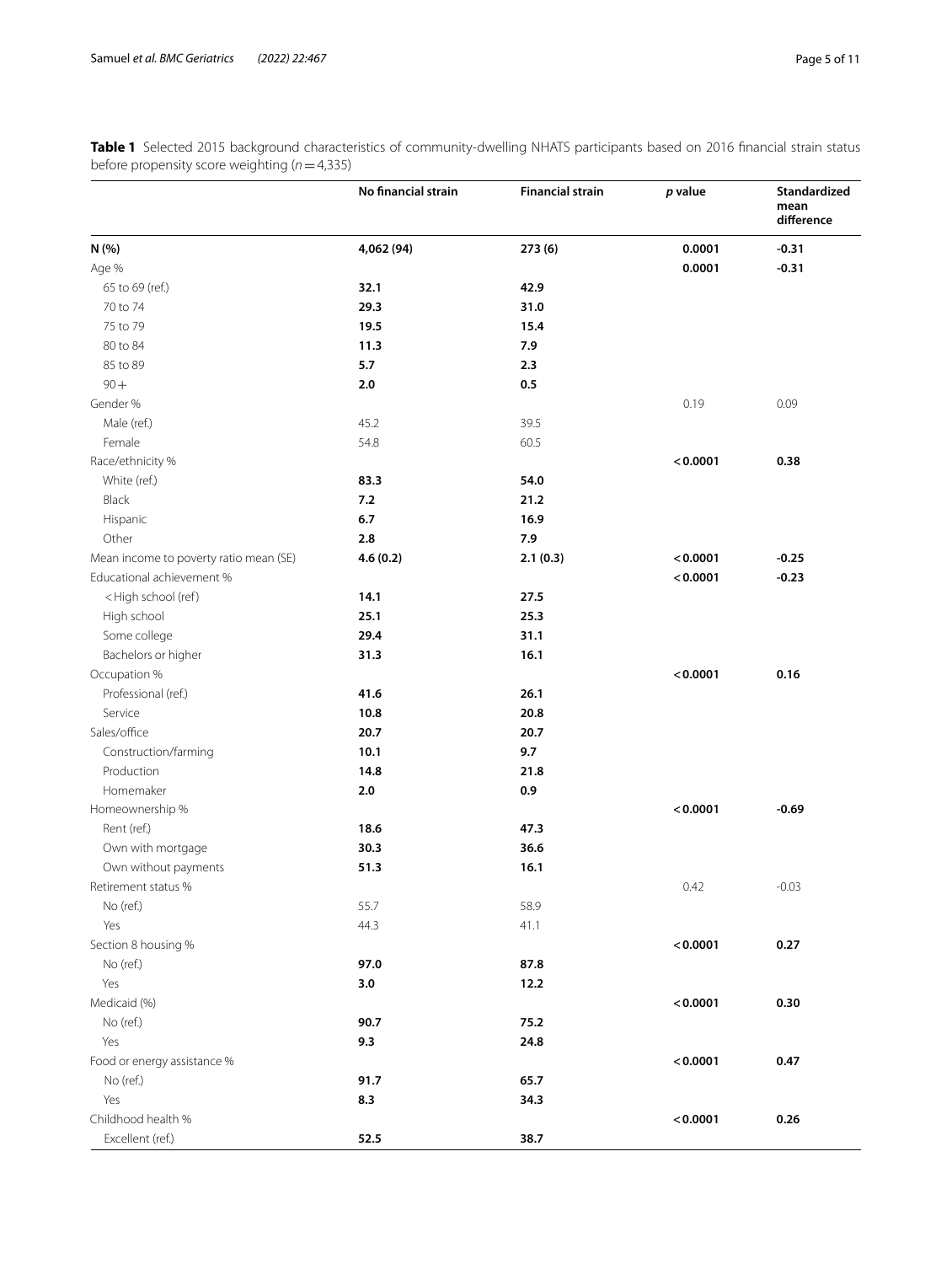**Table 1** Selected 2015 background characteristics of community-dwelling NHATS participants based on 2016 financial strain status before propensity score weighting ($n = 4,335$)

| | No financial strain | Financial strain | *p* value | Standardized mean difference |
|---|---|---|---|---|
| **N (%)** | **4,062 (94)** | **273 (6)** | **0.0001** | **-0.31** |
| Age % | | | **0.0001** | **-0.31** |
| 65 to 69 (ref.) | **32.1** | **42.9** | | |
| 70 to 74 | **29.3** | **31.0** | | |
| 75 to 79 | **19.5** | **15.4** | | |
| 80 to 84 | **11.3** | **7.9** | | |
| 85 to 89 | **5.7** | **2.3** | | |
| 90+ | **2.0** | **0.5** | | |
| Gender % | | | 0.19 | 0.09 |
| Male (ref.) | 45.2 | 39.5 | | |
| Female | 54.8 | 60.5 | | |
| Race/ethnicity % | | | **< 0.0001** | **0.38** |
| White (ref.) | **83.3** | **54.0** | | |
| Black | **7.2** | **21.2** | | |
| Hispanic | **6.7** | **16.9** | | |
| Other | **2.8** | **7.9** | | |
| Mean income to poverty ratio mean (SE) | **4.6 (0.2)** | **2.1 (0.3)** | **< 0.0001** | **-0.25** |
| Educational achievement % | | | **< 0.0001** | **-0.23** |
| < High school (ref) | **14.1** | **27.5** | | |
| High school | **25.1** | **25.3** | | |
| Some college | **29.4** | **31.1** | | |
| Bachelors or higher | **31.3** | **16.1** | | |
| Occupation % | | | **< 0.0001** | **0.16** |
| Professional (ref.) | **41.6** | **26.1** | | |
| Service | **10.8** | **20.8** | | |
| Sales/office | **20.7** | **20.7** | | |
| Construction/farming | **10.1** | **9.7** | | |
| Production | **14.8** | **21.8** | | |
| Homemaker | **2.0** | **0.9** | | |
| Homeownership % | | | **< 0.0001** | **-0.69** |
| Rent (ref.) | **18.6** | **47.3** | | |
| Own with mortgage | **30.3** | **36.6** | | |
| Own without payments | **51.3** | **16.1** | | |
| Retirement status % | | | 0.42 | -0.03 |
| No (ref.) | 55.7 | 58.9 | | |
| Yes | 44.3 | 41.1 | | |
| Section 8 housing % | | | **< 0.0001** | **0.27** |
| No (ref.) | **97.0** | **87.8** | | |
| Yes | **3.0** | **12.2** | | |
| Medicaid (%) | | | **< 0.0001** | **0.30** |
| No (ref.) | **90.7** | **75.2** | | |
| Yes | **9.3** | **24.8** | | |
| Food or energy assistance % | | | **< 0.0001** | **0.47** |
| No (ref.) | **91.7** | **65.7** | | |
| Yes | **8.3** | **34.3** | | |
| Childhood health % | | | **< 0.0001** | **0.26** |
| Excellent (ref.) | **52.5** | **38.7** | | |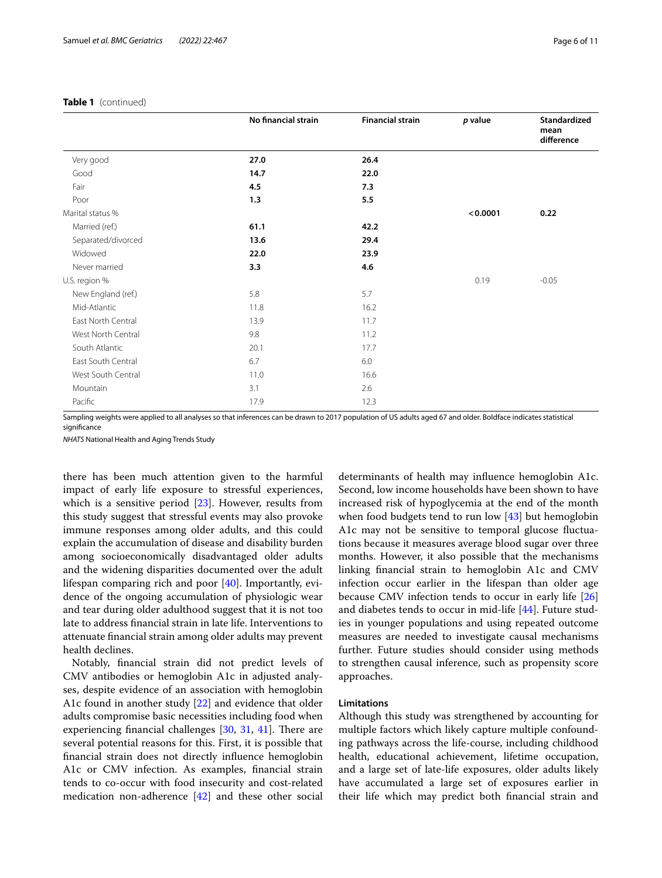**Table 1** (continued)

| | No financial strain | Financial strain | *p* value | Standardized mean difference |
|---|---|---|---|---|
| Very good | **27.0** | **26.4** | | |
| Good | **14.7** | **22.0** | | |
| Fair | **4.5** | **7.3** | | |
| Poor | **1.3** | **5.5** | | |
| Marital status % | | | **< 0.0001** | **0.22** |
| Married (ref.) | **61.1** | **42.2** | | |
| Separated/divorced | **13.6** | **29.4** | | |
| Widowed | **22.0** | **23.9** | | |
| Never married | **3.3** | **4.6** | | |
| U.S. region % | | | 0.19 | -0.05 |
| New England (ref.) | 5.8 | 5.7 | | |
| Mid-Atlantic | 11.8 | 16.2 | | |
| East North Central | 13.9 | 11.7 | | |
| West North Central | 9.8 | 11.2 | | |
| South Atlantic | 20.1 | 17.7 | | |
| East South Central | 6.7 | 6.0 | | |
| West South Central | 11.0 | 16.6 | | |
| Mountain | 3.1 | 2.6 | | |
| Pacific | 17.9 | 12.3 | | |

Sampling weights were applied to all analyses so that inferences can be drawn to 2017 population of US adults aged 67 and older. Boldface indicates statistical significance

*NHATS* National Health and Aging Trends Study

there has been much attention given to the harmful impact of early life exposure to stressful experiences, which is a sensitive period [23]. However, results from this study suggest that stressful events may also provoke immune responses among older adults, and this could explain the accumulation of disease and disability burden among socioeconomically disadvantaged older adults and the widening disparities documented over the adult lifespan comparing rich and poor [40]. Importantly, evidence of the ongoing accumulation of physiologic wear and tear during older adulthood suggest that it is not too late to address financial strain in late life. Interventions to attenuate financial strain among older adults may prevent health declines.

Notably, financial strain did not predict levels of CMV antibodies or hemoglobin A1c in adjusted analyses, despite evidence of an association with hemoglobin A1c found in another study [22] and evidence that older adults compromise basic necessities including food when experiencing financial challenges [30, 31, 41]. There are several potential reasons for this. First, it is possible that financial strain does not directly influence hemoglobin A1c or CMV infection. As examples, financial strain tends to co-occur with food insecurity and cost-related medication non-adherence [42] and these other social determinants of health may influence hemoglobin A1c. Second, low income households have been shown to have increased risk of hypoglycemia at the end of the month when food budgets tend to run low [43] but hemoglobin A1c may not be sensitive to temporal glucose fluctuations because it measures average blood sugar over three months. However, it also possible that the mechanisms linking financial strain to hemoglobin A1c and CMV infection occur earlier in the lifespan than older age because CMV infection tends to occur in early life [26] and diabetes tends to occur in mid-life [44]. Future studies in younger populations and using repeated outcome measures are needed to investigate causal mechanisms further. Future studies should consider using methods to strengthen causal inference, such as propensity score approaches.

#### Limitations

Although this study was strengthened by accounting for multiple factors which likely capture multiple confounding pathways across the life-course, including childhood health, educational achievement, lifetime occupation, and a large set of late-life exposures, older adults likely have accumulated a large set of exposures earlier in their life which may predict both financial strain and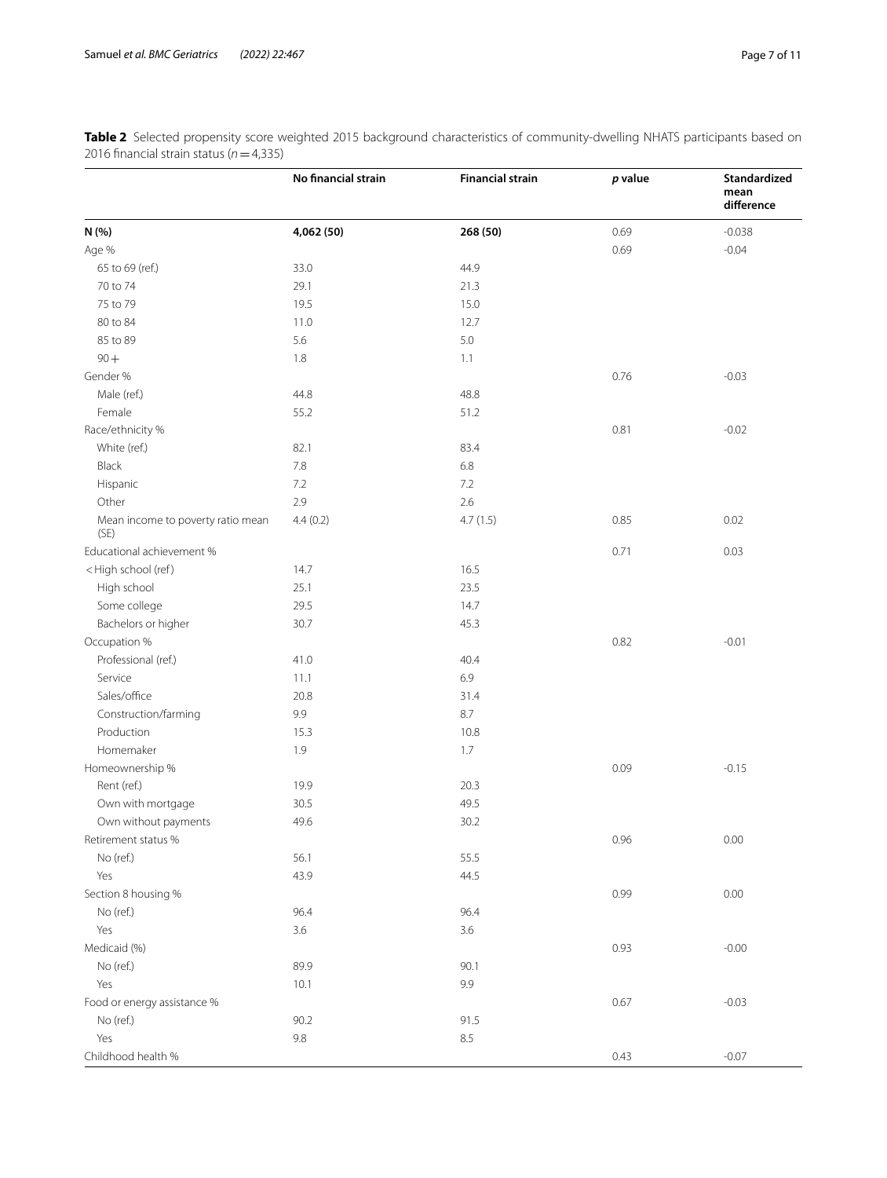**Table 2** Selected propensity score weighted 2015 background characteristics of community-dwelling NHATS participants based on 2016 financial strain status ($n = 4{,}335$)

| | No financial strain | Financial strain | *p* value | Standardized mean difference |
|---|---|---|---|---|
| **N (%)** | **4,062 (50)** | **268 (50)** | 0.69 | -0.038 |
| Age % | | | 0.69 | -0.04 |
| 65 to 69 (ref.) | 33.0 | 44.9 | | |
| 70 to 74 | 29.1 | 21.3 | | |
| 75 to 79 | 19.5 | 15.0 | | |
| 80 to 84 | 11.0 | 12.7 | | |
| 85 to 89 | 5.6 | 5.0 | | |
| 90+ | 1.8 | 1.1 | | |
| Gender % | | | 0.76 | -0.03 |
| Male (ref.) | 44.8 | 48.8 | | |
| Female | 55.2 | 51.2 | | |
| Race/ethnicity % | | | 0.81 | -0.02 |
| White (ref.) | 82.1 | 83.4 | | |
| Black | 7.8 | 6.8 | | |
| Hispanic | 7.2 | 7.2 | | |
| Other | 2.9 | 2.6 | | |
| Mean income to poverty ratio mean (SE) | 4.4 (0.2) | 4.7 (1.5) | 0.85 | 0.02 |
| Educational achievement % | | | 0.71 | 0.03 |
| <High school (ref) | 14.7 | 16.5 | | |
| High school | 25.1 | 23.5 | | |
| Some college | 29.5 | 14.7 | | |
| Bachelors or higher | 30.7 | 45.3 | | |
| Occupation % | | | 0.82 | -0.01 |
| Professional (ref.) | 41.0 | 40.4 | | |
| Service | 11.1 | 6.9 | | |
| Sales/office | 20.8 | 31.4 | | |
| Construction/farming | 9.9 | 8.7 | | |
| Production | 15.3 | 10.8 | | |
| Homemaker | 1.9 | 1.7 | | |
| Homeownership % | | | 0.09 | -0.15 |
| Rent (ref.) | 19.9 | 20.3 | | |
| Own with mortgage | 30.5 | 49.5 | | |
| Own without payments | 49.6 | 30.2 | | |
| Retirement status % | | | 0.96 | 0.00 |
| No (ref.) | 56.1 | 55.5 | | |
| Yes | 43.9 | 44.5 | | |
| Section 8 housing % | | | 0.99 | 0.00 |
| No (ref.) | 96.4 | 96.4 | | |
| Yes | 3.6 | 3.6 | | |
| Medicaid (%) | | | 0.93 | -0.00 |
| No (ref.) | 89.9 | 90.1 | | |
| Yes | 10.1 | 9.9 | | |
| Food or energy assistance % | | | 0.67 | -0.03 |
| No (ref.) | 90.2 | 91.5 | | |
| Yes | 9.8 | 8.5 | | |
| Childhood health % | | | 0.43 | -0.07 |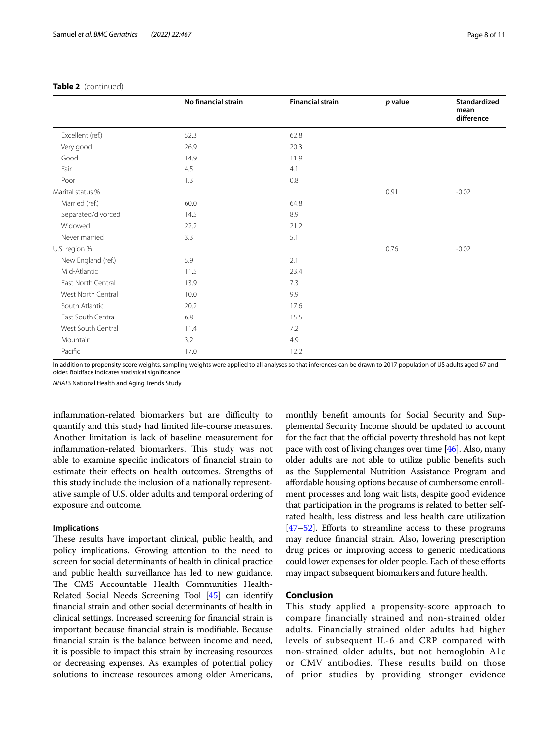**Table 2** (continued)

| | No financial strain | Financial strain | *p* value | Standardized mean difference |
|---|---|---|---|---|
| Excellent (ref.) | 52.3 | 62.8 | | |
| Very good | 26.9 | 20.3 | | |
| Good | 14.9 | 11.9 | | |
| Fair | 4.5 | 4.1 | | |
| Poor | 1.3 | 0.8 | | |
| Marital status % | | | 0.91 | -0.02 |
| Married (ref.) | 60.0 | 64.8 | | |
| Separated/divorced | 14.5 | 8.9 | | |
| Widowed | 22.2 | 21.2 | | |
| Never married | 3.3 | 5.1 | | |
| U.S. region % | | | 0.76 | -0.02 |
| New England (ref.) | 5.9 | 2.1 | | |
| Mid-Atlantic | 11.5 | 23.4 | | |
| East North Central | 13.9 | 7.3 | | |
| West North Central | 10.0 | 9.9 | | |
| South Atlantic | 20.2 | 17.6 | | |
| East South Central | 6.8 | 15.5 | | |
| West South Central | 11.4 | 7.2 | | |
| Mountain | 3.2 | 4.9 | | |
| Pacific | 17.0 | 12.2 | | |

In addition to propensity score weights, sampling weights were applied to all analyses so that inferences can be drawn to 2017 population of US adults aged 67 and older. Boldface indicates statistical significance

*NHATS* National Health and Aging Trends Study

inflammation-related biomarkers but are difficulty to quantify and this study had limited life-course measures. Another limitation is lack of baseline measurement for inflammation-related biomarkers. This study was not able to examine specific indicators of financial strain to estimate their effects on health outcomes. Strengths of this study include the inclusion of a nationally representative sample of U.S. older adults and temporal ordering of exposure and outcome.

### Implications

These results have important clinical, public health, and policy implications. Growing attention to the need to screen for social determinants of health in clinical practice and public health surveillance has led to new guidance. The CMS Accountable Health Communities Health-Related Social Needs Screening Tool [45] can identify financial strain and other social determinants of health in clinical settings. Increased screening for financial strain is important because financial strain is modifiable. Because financial strain is the balance between income and need, it is possible to impact this strain by increasing resources or decreasing expenses. As examples of potential policy solutions to increase resources among older Americans, monthly benefit amounts for Social Security and Supplemental Security Income should be updated to account for the fact that the official poverty threshold has not kept pace with cost of living changes over time [46]. Also, many older adults are not able to utilize public benefits such as the Supplemental Nutrition Assistance Program and affordable housing options because of cumbersome enrollment processes and long wait lists, despite good evidence that participation in the programs is related to better self-rated health, less distress and less health care utilization [47–52]. Efforts to streamline access to these programs may reduce financial strain. Also, lowering prescription drug prices or improving access to generic medications could lower expenses for older people. Each of these efforts may impact subsequent biomarkers and future health.

## Conclusion

This study applied a propensity-score approach to compare financially strained and non-strained older adults. Financially strained older adults had higher levels of subsequent IL-6 and CRP compared with non-strained older adults, but not hemoglobin A1c or CMV antibodies. These results build on those of prior studies by providing stronger evidence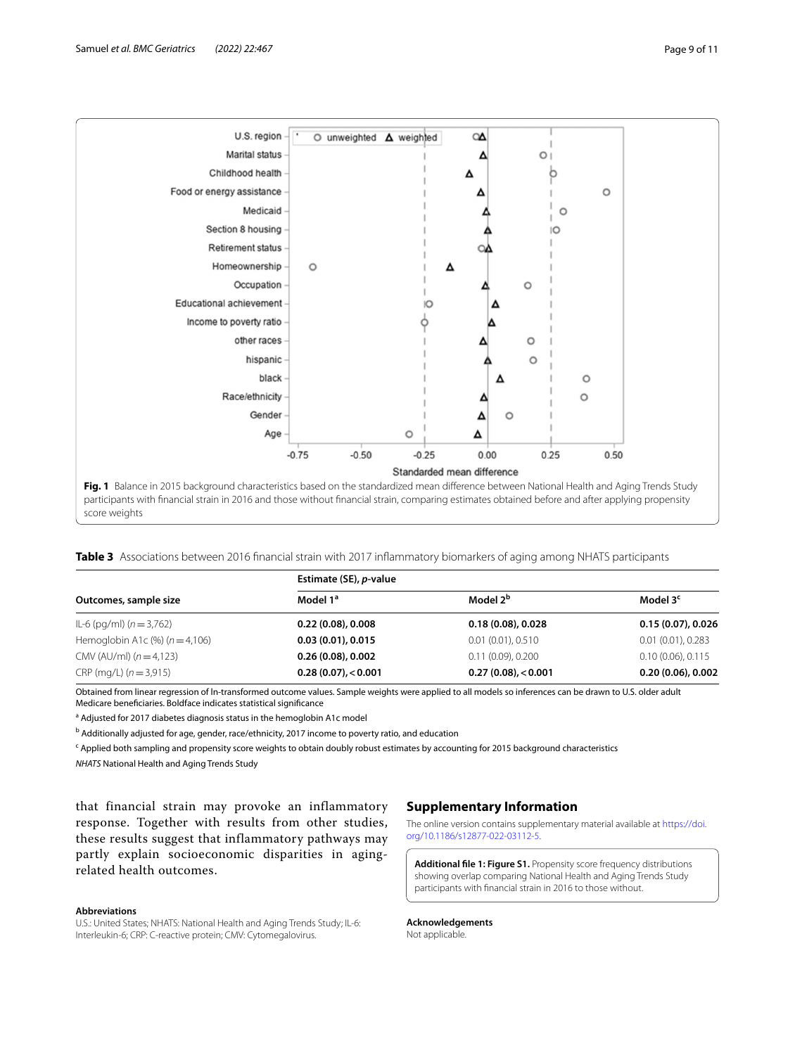**Fig. 1** Balance in 2015 background characteristics based on the standardized mean difference between National Health and Aging Trends Study participants with financial strain in 2016 and those without financial strain, comparing estimates obtained before and after applying propensity score weights

**Table 3** Associations between 2016 financial strain with 2017 inflammatory biomarkers of aging among NHATS participants

| Outcomes, sample size | Estimate (SE), *p*-value | | |
|---|---|---|---|
| | Model 1[a] | Model 2[b] | Model 3[c] |
| IL-6 (pg/ml) ($n=3,762$) | **0.22 (0.08), 0.008** | **0.18 (0.08), 0.028** | **0.15 (0.07), 0.026** |
| Hemoglobin A1c (%) ($n=4,106$) | **0.03 (0.01), 0.015** | 0.01 (0.01), 0.510 | 0.01 (0.01), 0.283 |
| CMV (AU/ml) ($n=4,123$) | **0.26 (0.08), 0.002** | 0.11 (0.09), 0.200 | 0.10 (0.06), 0.115 |
| CRP (mg/L) ($n=3,915$) | **0.28 (0.07), <0.001** | **0.27 (0.08), <0.001** | **0.20 (0.06), 0.002** |

Obtained from linear regression of ln-transformed outcome values. Sample weights were applied to all models so inferences can be drawn to U.S. older adult Medicare beneficiaries. Boldface indicates statistical significance

[a] Adjusted for 2017 diabetes diagnosis status in the hemoglobin A1c model

[b] Additionally adjusted for age, gender, race/ethnicity, 2017 income to poverty ratio, and education

[c] Applied both sampling and propensity score weights to obtain doubly robust estimates by accounting for 2015 background characteristics

*NHATS* National Health and Aging Trends Study

that financial strain may provoke an inflammatory response. Together with results from other studies, these results suggest that inflammatory pathways may partly explain socioeconomic disparities in aging-related health outcomes.

### Abbreviations

U.S.: United States; NHATS: National Health and Aging Trends Study; IL-6: Interleukin-6; CRP: C-reactive protein; CMV: Cytomegalovirus.

## Supplementary Information

The online version contains supplementary material available at https://doi.org/10.1186/s12877-022-03112-5.

**Additional file 1: Figure S1.** Propensity score frequency distributions showing overlap comparing National Health and Aging Trends Study participants with financial strain in 2016 to those without.

### Acknowledgements

Not applicable.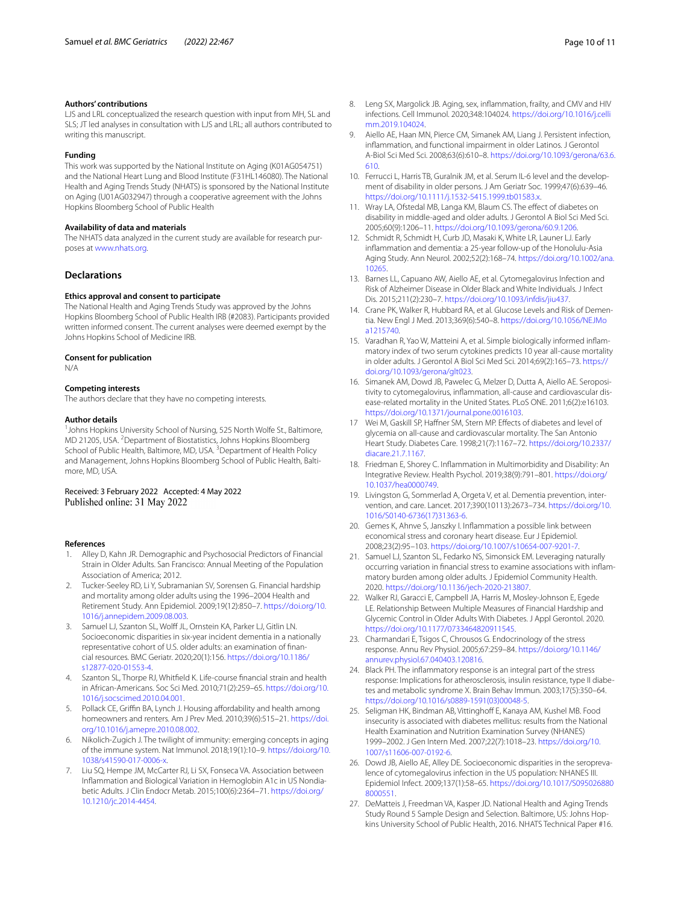#### Authors' contributions

LJS and LRL conceptualized the research question with input from MH, SL and SLS; JT led analyses in consultation with LJS and LRL; all authors contributed to writing this manuscript.

#### Funding

This work was supported by the National Institute on Aging (K01AG054751) and the National Heart Lung and Blood Institute (F31HL146080). The National Health and Aging Trends Study (NHATS) is sponsored by the National Institute on Aging (U01AG032947) through a cooperative agreement with the Johns Hopkins Bloomberg School of Public Health

#### Availability of data and materials

The NHATS data analyzed in the current study are available for research purposes at www.nhats.org.

## Declarations

#### Ethics approval and consent to participate

The National Health and Aging Trends Study was approved by the Johns Hopkins Bloomberg School of Public Health IRB (#2083). Participants provided written informed consent. The current analyses were deemed exempt by the Johns Hopkins School of Medicine IRB.

#### Consent for publication

N/A

#### Competing interests

The authors declare that they have no competing interests.

#### Author details

[1]Johns Hopkins University School of Nursing, 525 North Wolfe St., Baltimore, MD 21205, USA. [2]Department of Biostatistics, Johns Hopkins Bloomberg School of Public Health, Baltimore, MD, USA. [3]Department of Health Policy and Management, Johns Hopkins Bloomberg School of Public Health, Baltimore, MD, USA.

Received: 3 February 2022 Accepted: 4 May 2022
Published online: 31 May 2022

#### References

1. Alley D, Kahn JR. Demographic and Psychosocial Predictors of Financial Strain in Older Adults. San Francisco: Annual Meeting of the Population Association of America; 2012.
2. Tucker-Seeley RD, Li Y, Subramanian SV, Sorensen G. Financial hardship and mortality among older adults using the 1996–2004 Health and Retirement Study. Ann Epidemiol. 2009;19(12):850–7. https://doi.org/10.1016/j.annepidem.2009.08.003.
3. Samuel LJ, Szanton SL, Wolff JL, Ornstein KA, Parker LJ, Gitlin LN. Socioeconomic disparities in six-year incident dementia in a nationally representative cohort of U.S. older adults: an examination of financial resources. BMC Geriatr. 2020;20(1):156. https://doi.org/10.1186/s12877-020-01553-4.
4. Szanton SL, Thorpe RJ, Whitfield K. Life-course financial strain and health in African-Americans. Soc Sci Med. 2010;71(2):259–65. https://doi.org/10.1016/j.socscimed.2010.04.001.
5. Pollack CE, Griffin BA, Lynch J. Housing affordability and health among homeowners and renters. Am J Prev Med. 2010;39(6):515–21. https://doi.org/10.1016/j.amepre.2010.08.002.
6. Nikolich-Zugich J. The twilight of immunity: emerging concepts in aging of the immune system. Nat Immunol. 2018;19(1):10–9. https://doi.org/10.1038/s41590-017-0006-x.
7. Liu SQ, Hempe JM, McCarter RJ, Li SX, Fonseca VA. Association between Inflammation and Biological Variation in Hemoglobin A1c in US Nondiabetic Adults. J Clin Endocr Metab. 2015;100(6):2364–71. https://doi.org/10.1210/jc.2014-4454.
8. Leng SX, Margolick JB. Aging, sex, inflammation, frailty, and CMV and HIV infections. Cell Immunol. 2020;348:104024. https://doi.org/10.1016/j.cellimm.2019.104024.
9. Aiello AE, Haan MN, Pierce CM, Simanek AM, Liang J. Persistent infection, inflammation, and functional impairment in older Latinos. J Gerontol A-Biol Sci Med Sci. 2008;63(6):610–8. https://doi.org/10.1093/gerona/63.6.610.
10. Ferrucci L, Harris TB, Guralnik JM, et al. Serum IL-6 level and the development of disability in older persons. J Am Geriatr Soc. 1999;47(6):639–46. https://doi.org/10.1111/j.1532-5415.1999.tb01583.x.
11. Wray LA, Ofstedal MB, Langa KM, Blaum CS. The effect of diabetes on disability in middle-aged and older adults. J Gerontol A Biol Sci Med Sci. 2005;60(9):1206–11. https://doi.org/10.1093/gerona/60.9.1206.
12. Schmidt R, Schmidt H, Curb JD, Masaki K, White LR, Launer LJ. Early inflammation and dementia: a 25-year follow-up of the Honolulu-Asia Aging Study. Ann Neurol. 2002;52(2):168–74. https://doi.org/10.1002/ana.10265.
13. Barnes LL, Capuano AW, Aiello AE, et al. Cytomegalovirus Infection and Risk of Alzheimer Disease in Older Black and White Individuals. J Infect Dis. 2015;211(2):230–7. https://doi.org/10.1093/infdis/jiu437.
14. Crane PK, Walker R, Hubbard RA, et al. Glucose Levels and Risk of Dementia. New Engl J Med. 2013;369(6):540–8. https://doi.org/10.1056/NEJMoa1215740.
15. Varadhan R, Yao W, Matteini A, et al. Simple biologically informed inflammatory index of two serum cytokines predicts 10 year all-cause mortality in older adults. J Gerontol A Biol Sci Med Sci. 2014;69(2):165–73. https://doi.org/10.1093/gerona/glt023.
16. Simanek AM, Dowd JB, Pawelec G, Melzer D, Dutta A, Aiello AE. Seropositivity to cytomegalovirus, inflammation, all-cause and cardiovascular disease-related mortality in the United States. PLoS ONE. 2011;6(2):e16103. https://doi.org/10.1371/journal.pone.0016103.
17. Wei M, Gaskill SP, Haffner SM, Stern MP. Effects of diabetes and level of glycemia on all-cause and cardiovascular mortality. The San Antonio Heart Study. Diabetes Care. 1998;21(7):1167–72. https://doi.org/10.2337/diacare.21.7.1167.
18. Friedman E, Shorey C. Inflammation in Multimorbidity and Disability: An Integrative Review. Health Psychol. 2019;38(9):791–801. https://doi.org/10.1037/hea0000749.
19. Livingston G, Sommerlad A, Orgeta V, et al. Dementia prevention, intervention, and care. Lancet. 2017;390(10113):2673–734. https://doi.org/10.1016/S0140-6736(17)31363-6.
20. Gemes K, Ahnve S, Janszky I. Inflammation a possible link between economical stress and coronary heart disease. Eur J Epidemiol. 2008;23(2):95–103. https://doi.org/10.1007/s10654-007-9201-7.
21. Samuel LJ, Szanton SL, Fedarko NS, Simonsick EM. Leveraging naturally occurring variation in financial stress to examine associations with inflammatory burden among older adults. J Epidemiol Community Health. 2020. https://doi.org/10.1136/jech-2020-213807.
22. Walker RJ, Garacci E, Campbell JA, Harris M, Mosley-Johnson E, Egede LE. Relationship Between Multiple Measures of Financial Hardship and Glycemic Control in Older Adults With Diabetes. J Appl Gerontol. 2020. https://doi.org/10.1177/0733464820911545.
23. Charmandari E, Tsigos C, Chrousos G. Endocrinology of the stress response. Annu Rev Physiol. 2005;67:259–84. https://doi.org/10.1146/annurev.physiol.67.040403.120816.
24. Black PH. The inflammatory response is an integral part of the stress response: Implications for atherosclerosis, insulin resistance, type II diabetes and metabolic syndrome X. Brain Behav Immun. 2003;17(5):350–64. https://doi.org/10.1016/s0889-1591(03)00048-5.
25. Seligman HK, Bindman AB, Vittinghoff E, Kanaya AM, Kushel MB. Food insecurity is associated with diabetes mellitus: results from the National Health Examination and Nutrition Examination Survey (NHANES) 1999–2002. J Gen Intern Med. 2007;22(7):1018–23. https://doi.org/10.1007/s11606-007-0192-6.
26. Dowd JB, Aiello AE, Alley DE. Socioeconomic disparities in the seroprevalence of cytomegalovirus infection in the US population: NHANES III. Epidemiol Infect. 2009;137(1):58–65. https://doi.org/10.1017/S0950268808000551.
27. DeMatteis J, Freedman VA, Kasper JD. National Health and Aging Trends Study Round 5 Sample Design and Selection. Baltimore, US: Johns Hopkins University School of Public Health, 2016. NHATS Technical Paper #16.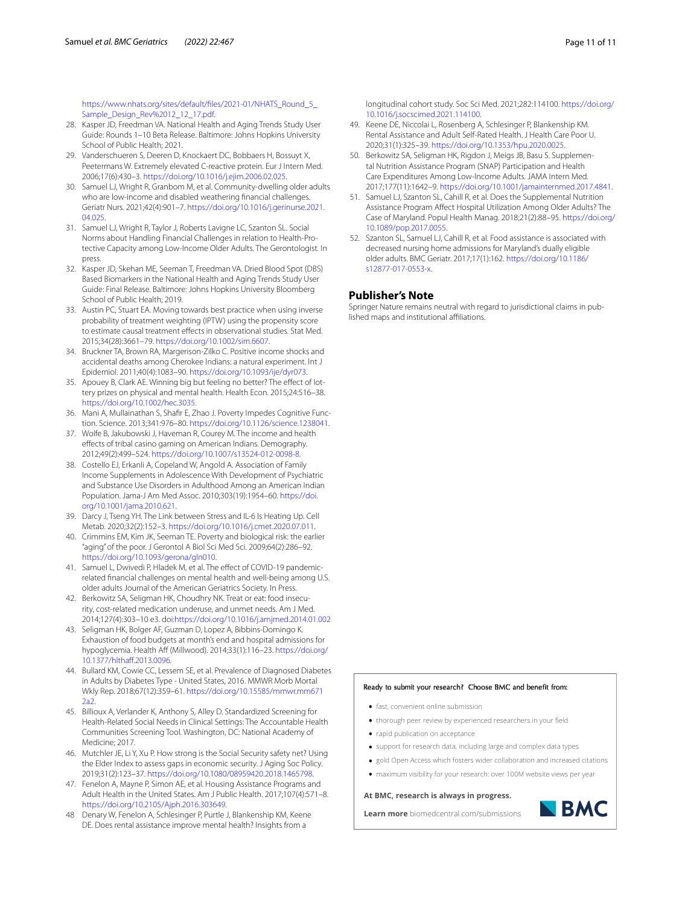https://www.nhats.org/sites/default/files/2021-01/NHATS_Round_5_Sample_Design_Rev%2012_12_17.pdf.

28. Kasper JD, Freedman VA. National Health and Aging Trends Study User Guide: Rounds 1–10 Beta Release. Baltimore: Johns Hopkins University School of Public Health; 2021.
29. Vanderschueren S, Deeren D, Knockaert DC, Bobbaers H, Bossuyt X, Peetermans W. Extremely elevated C-reactive protein. Eur J Intern Med. 2006;17(6):430–3. https://doi.org/10.1016/j.ejim.2006.02.025.
30. Samuel LJ, Wright R, Granbom M, et al. Community-dwelling older adults who are low-income and disabled weathering financial challenges. Geriatr Nurs. 2021;42(4):901–7. https://doi.org/10.1016/j.gerinurse.2021.04.025.
31. Samuel LJ, Wright R, Taylor J, Roberts Lavigne LC, Szanton SL. Social Norms about Handling Financial Challenges in relation to Health-Protective Capacity among Low-Income Older Adults. The Gerontologist. In press.
32. Kasper JD, Skehan ME, Seeman T, Freedman VA. Dried Blood Spot (DBS) Based Biomarkers in the National Health and Aging Trends Study User Guide: Final Release. Baltimore: Johns Hopkins University Bloomberg School of Public Health; 2019.
33. Austin PC, Stuart EA. Moving towards best practice when using inverse probability of treatment weighting (IPTW) using the propensity score to estimate causal treatment effects in observational studies. Stat Med. 2015;34(28):3661–79. https://doi.org/10.1002/sim.6607.
34. Bruckner TA, Brown RA, Margerison-Zilko C. Positive income shocks and accidental deaths among Cherokee Indians: a natural experiment. Int J Epidemiol. 2011;40(4):1083–90. https://doi.org/10.1093/ije/dyr073.
35. Apouey B, Clark AE. Winning big but feeling no better? The effect of lottery prizes on physical and mental health. Health Econ. 2015;24:516–38. https://doi.org/10.1002/hec.3035.
36. Mani A, Mullainathan S, Shafir E, Zhao J. Poverty Impedes Cognitive Function. Science. 2013;341:976–80. https://doi.org/10.1126/science.1238041.
37. Wolfe B, Jakubowski J, Haveman R, Courey M. The income and health effects of tribal casino gaming on American Indians. Demography. 2012;49(2):499–524. https://doi.org/10.1007/s13524-012-0098-8.
38. Costello EJ, Erkanli A, Copeland W, Angold A. Association of Family Income Supplements in Adolescence With Development of Psychiatric and Substance Use Disorders in Adulthood Among an American Indian Population. Jama-J Am Med Assoc. 2010;303(19):1954–60. https://doi.org/10.1001/jama.2010.621.
39. Darcy J, Tseng YH. The Link between Stress and IL-6 Is Heating Up. Cell Metab. 2020;32(2):152–3. https://doi.org/10.1016/j.cmet.2020.07.011.
40. Crimmins EM, Kim JK, Seeman TE. Poverty and biological risk: the earlier "aging" of the poor. J Gerontol A Biol Sci Med Sci. 2009;64(2):286–92. https://doi.org/10.1093/gerona/gln010.
41. Samuel L, Dwivedi P, Hladek M, et al. The effect of COVID-19 pandemic-related financial challenges on mental health and well-being among U.S. older adults Journal of the American Geriatrics Society. In Press.
42. Berkowitz SA, Seligman HK, Choudhry NK. Treat or eat: food insecurity, cost-related medication underuse, and unmet needs. Am J Med. 2014;127(4):303–10 e3. doi:https://doi.org/10.1016/j.amjmed.2014.01.002
43. Seligman HK, Bolger AF, Guzman D, Lopez A, Bibbins-Domingo K. Exhaustion of food budgets at month's end and hospital admissions for hypoglycemia. Health Aff (Millwood). 2014;33(1):116–23. https://doi.org/10.1377/hlthaff.2013.0096.
44. Bullard KM, Cowie CC, Lessem SE, et al. Prevalence of Diagnosed Diabetes in Adults by Diabetes Type - United States, 2016. MMWR Morb Mortal Wkly Rep. 2018;67(12):359–61. https://doi.org/10.15585/mmwr.mm6712a2.
45. Billioux A, Verlander K, Anthony S, Alley D. Standardized Screening for Health-Related Social Needs in Clinical Settings: The Accountable Health Communities Screening Tool. Washington, DC: National Academy of Medicine; 2017.
46. Mutchler JE, Li Y, Xu P. How strong is the Social Security safety net? Using the Elder Index to assess gaps in economic security. J Aging Soc Policy. 2019;31(2):123–37. https://doi.org/10.1080/08959420.2018.1465798.
47. Fenelon A, Mayne P, Simon AE, et al. Housing Assistance Programs and Adult Health in the United States. Am J Public Health. 2017;107(4):571–8. https://doi.org/10.2105/Ajph.2016.303649.
48. Denary W, Fenelon A, Schlesinger P, Purtle J, Blankenship KM, Keene DE. Does rental assistance improve mental health? Insights from a longitudinal cohort study. Soc Sci Med. 2021;282:114100. https://doi.org/10.1016/j.socscimed.2021.114100.
49. Keene DE, Niccolai L, Rosenberg A, Schlesinger P, Blankenship KM. Rental Assistance and Adult Self-Rated Health. J Health Care Poor U. 2020;31(1):325–39. https://doi.org/10.1353/hpu.2020.0025.
50. Berkowitz SA, Seligman HK, Rigdon J, Meigs JB, Basu S. Supplemental Nutrition Assistance Program (SNAP) Participation and Health Care Expenditures Among Low-Income Adults. JAMA Intern Med. 2017;177(11):1642–9. https://doi.org/10.1001/jamainternmed.2017.4841.
51. Samuel LJ, Szanton SL, Cahill R, et al. Does the Supplemental Nutrition Assistance Program Affect Hospital Utilization Among Older Adults? The Case of Maryland. Popul Health Manag. 2018;21(2):88–95. https://doi.org/10.1089/pop.2017.0055.
52. Szanton SL, Samuel LJ, Cahill R, et al. Food assistance is associated with decreased nursing home admissions for Maryland's dually eligible older adults. BMC Geriatr. 2017;17(1):162. https://doi.org/10.1186/s12877-017-0553-x.

## Publisher's Note

Springer Nature remains neutral with regard to jurisdictional claims in published maps and institutional affiliations.

Ready to submit your research? Choose BMC and benefit from:

- fast, convenient online submission
- thorough peer review by experienced researchers in your field
- rapid publication on acceptance
- support for research data, including large and complex data types
- gold Open Access which fosters wider collaboration and increased citations
- maximum visibility for your research: over 100M website views per year

**At BMC, research is always in progress.**

**Learn more** biomedcentral.com/submissions

BMC